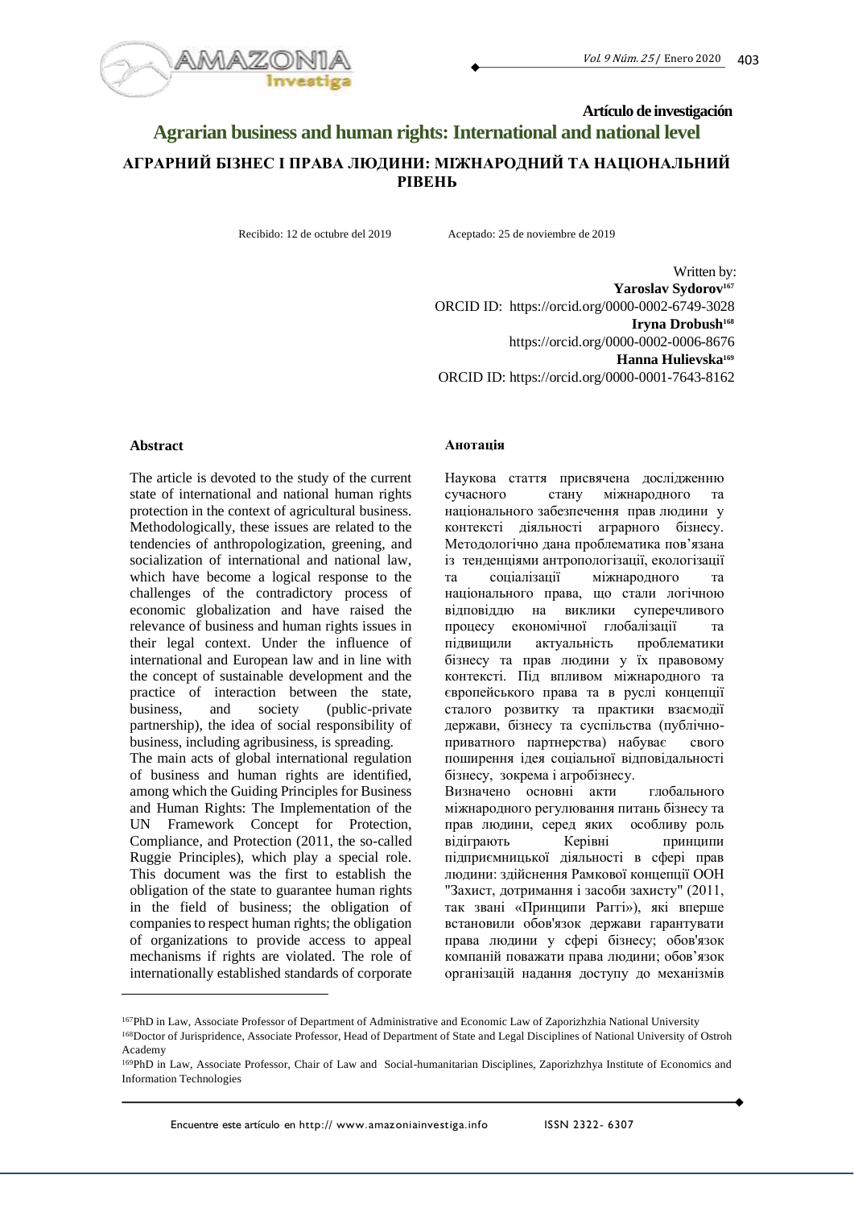Artículo de investigación

# Agrarian business and human rights: International and national level

## АГРАРНИЙ БІЗНЕС І ПРАВА ЛЮДИНИ: МІЖНАРОДНИЙ ТА НАЦІОНАЛЬНИЙ РІВЕНЬ

Recibido: 12 de octubre del 2019 Aceptado: 25 de noviembre de 2019

Written by:
**Yaroslav Sydorov**[167]
ORCID ID: https://orcid.org/0000-0002-6749-3028
**Iryna Drobush**[168]
https://orcid.org/0000-0002-0006-8676
**Hanna Hulievska**[169]
ORCID ID: https://orcid.org/0000-0001-7643-8162

### Abstract

The article is devoted to the study of the current state of international and national human rights protection in the context of agricultural business. Methodologically, these issues are related to the tendencies of anthropologization, greening, and socialization of international and national law, which have become a logical response to the challenges of the contradictory process of economic globalization and have raised the relevance of business and human rights issues in their legal context. Under the influence of international and European law and in line with the concept of sustainable development and the practice of interaction between the state, business, and society (public-private partnership), the idea of social responsibility of business, including agribusiness, is spreading.

The main acts of global international regulation of business and human rights are identified, among which the Guiding Principles for Business and Human Rights: The Implementation of the UN Framework Concept for Protection, Compliance, and Protection (2011, the so-called Ruggie Principles), which play a special role. This document was the first to establish the obligation of the state to guarantee human rights in the field of business; the obligation of companies to respect human rights; the obligation of organizations to provide access to appeal mechanisms if rights are violated. The role of internationally established standards of corporate

### Анотація

Наукова стаття присвячена дослідженню сучасного стану міжнародного та національного забезпечення прав людини у контексті діяльності аграрного бізнесу. Методологічно дана проблематика пов'язана із тенденціями антропологізації, екологізації та соціалізації міжнародного та національного права, що стали логічною відповіддю на виклики суперечливого процесу економічної глобалізації та підвищили актуальність проблематики бізнесу та прав людини у їх правовому контексті. Під впливом міжнародного та європейського права та в руслі концепції сталого розвитку та практики взаємодії держави, бізнесу та суспільства (публічно-приватного партнерства) набуває свого поширення ідея соціальної відповідальності бізнесу, зокрема і агробізнесу.

Визначено основні акти глобального міжнародного регулювання питань бізнесу та прав людини, серед яких особливу роль відіграють Керівні принципи підприємницької діяльності в сфері прав людини: здійснення Рамкової концепції ООН "Захист, дотримання і засоби захисту" (2011, так звані «Принципи Раггі»), які вперше встановили обов'язок держави гарантувати права людини у сфері бізнесу; обов'язок компаній поважати права людини; обов'язок організацій надання доступу до механізмів

---

[167] PhD in Law, Associate Professor of Department of Administrative and Economic Law of Zaporizhzhia National University

[168] Doctor of Jurisprudence, Associate Professor, Head of Department of State and Legal Disciplines of National University of Ostroh Academy

[169] PhD in Law, Associate Professor, Chair of Law and Social-humanitarian Disciplines, Zaporizhzhya Institute of Economics and Information Technologies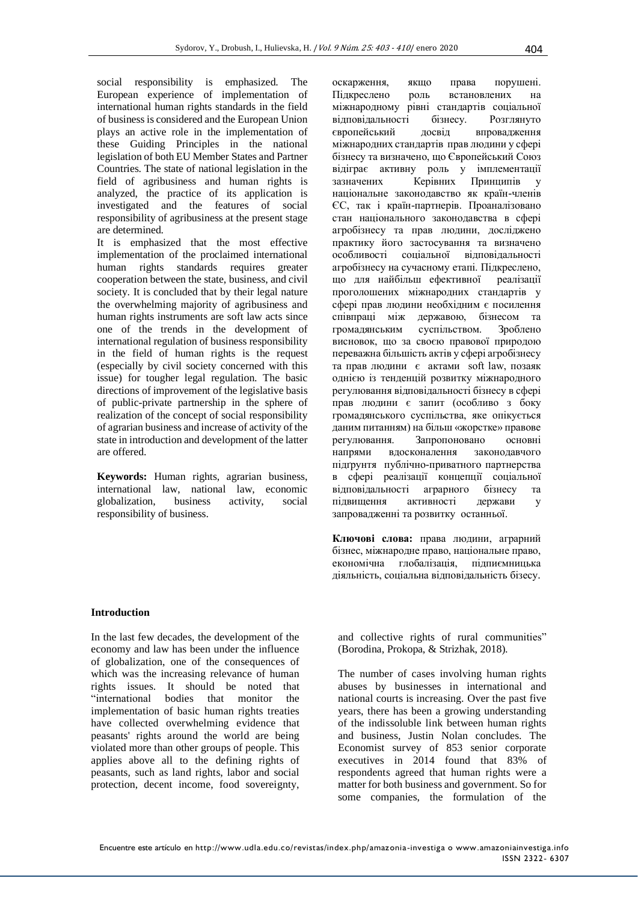social responsibility is emphasized. The European experience of implementation of international human rights standards in the field of business is considered and the European Union plays an active role in the implementation of these Guiding Principles in the national legislation of both EU Member States and Partner Countries. The state of national legislation in the field of agribusiness and human rights is analyzed, the practice of its application is investigated and the features of social responsibility of agribusiness at the present stage are determined.

It is emphasized that the most effective implementation of the proclaimed international human rights standards requires greater cooperation between the state, business, and civil society. It is concluded that by their legal nature the overwhelming majority of agribusiness and human rights instruments are soft law acts since one of the trends in the development of international regulation of business responsibility in the field of human rights is the request (especially by civil society concerned with this issue) for tougher legal regulation. The basic directions of improvement of the legislative basis of public-private partnership in the sphere of realization of the concept of social responsibility of agrarian business and increase of activity of the state in introduction and development of the latter are offered.

**Keywords:** Human rights, agrarian business, international law, national law, economic globalization, business activity, social responsibility of business.

оскарження, якщо права порушені. Підкреслено роль встановлених на міжнародному рівні стандартів соціальної відповідальності бізнесу. Розглянуто європейський досвід впровадження міжнародних стандартів прав людини у сфері бізнесу та визначено, що Європейський Союз відіграє активну роль у імплементації зазначених Керівних Принципів у національне законодавство як країн-членів ЄС, так і країн-партнерів. Проаналізовано стан національного законодавства в сфері агробізнесу та прав людини, досліджено практику його застосування та визначено особливості соціальної відповідальності агробізнесу на сучасному етапі. Підкреслено, що для найбільш ефективної реалізації проголошених міжнародних стандартів у сфері прав людини необхідним є посилення співпраці між державою, бізнесом та громадянським суспільством. Зроблено висновок, що за своєю правової природою переважна більшість актів у сфері агробізнесу та прав людини є актами soft law, позаяк однією із тенденцій розвитку міжнародного регулювання відповідальності бізнесу в сфері прав людини є запит (особливо з боку громадянського суспільства, яке опікується даним питанням) на більш «жорстке» правове регулювання. Запропоновано основні напрями вдосконалення законодавчого підгрунтя публічно-приватного партнерства в сфері реалізації концепції соціальної відповідальності аграрного бізнесу та підвищення активності держави у запровадженні та розвитку останньої.

**Ключові слова:** права людини, аграрний бізнес, міжнародне право, національне право, економічна глобалізація, підприємницька діяльність, соціальна відповідальність бізесу.

## Introduction

In the last few decades, the development of the economy and law has been under the influence of globalization, one of the consequences of which was the increasing relevance of human rights issues. It should be noted that "international bodies that monitor the implementation of basic human rights treaties have collected overwhelming evidence that peasants' rights around the world are being violated more than other groups of people. This applies above all to the defining rights of peasants, such as land rights, labor and social protection, decent income, food sovereignty, and collective rights of rural communities" (Borodina, Prokopa, & Strizhak, 2018).

The number of cases involving human rights abuses by businesses in international and national courts is increasing. Over the past five years, there has been a growing understanding of the indissoluble link between human rights and business, Justin Nolan concludes. The Economist survey of 853 senior corporate executives in 2014 found that 83% of respondents agreed that human rights were a matter for both business and government. So for some companies, the formulation of the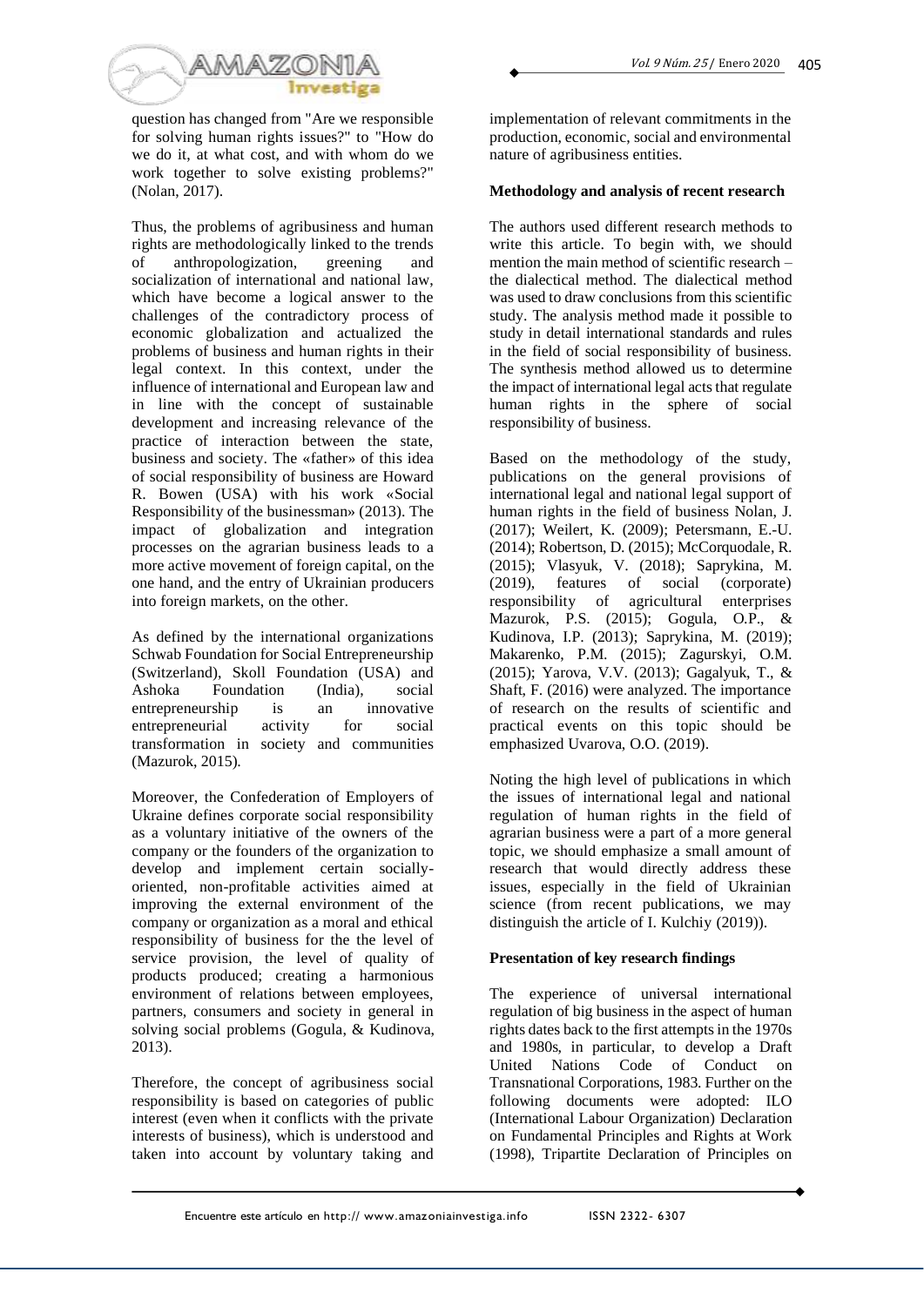question has changed from "Are we responsible for solving human rights issues?" to "How do we do it, at what cost, and with whom do we work together to solve existing problems?" (Nolan, 2017).

Thus, the problems of agribusiness and human rights are methodologically linked to the trends of anthropologization, greening and socialization of international and national law, which have become a logical answer to the challenges of the contradictory process of economic globalization and actualized the problems of business and human rights in their legal context. In this context, under the influence of international and European law and in line with the concept of sustainable development and increasing relevance of the practice of interaction between the state, business and society. The «father» of this idea of social responsibility of business are Howard R. Bowen (USA) with his work «Social Responsibility of the businessman» (2013). The impact of globalization and integration processes on the agrarian business leads to a more active movement of foreign capital, on the one hand, and the entry of Ukrainian producers into foreign markets, on the other.

As defined by the international organizations Schwab Foundation for Social Entrepreneurship (Switzerland), Skoll Foundation (USA) and Ashoka Foundation (India), social entrepreneurship is an innovative entrepreneurial activity for social transformation in society and communities (Mazurok, 2015).

Moreover, the Confederation of Employers of Ukraine defines corporate social responsibility as a voluntary initiative of the owners of the company or the founders of the organization to develop and implement certain socially-oriented, non-profitable activities aimed at improving the external environment of the company or organization as a moral and ethical responsibility of business for the the level of service provision, the level of quality of products produced; creating a harmonious environment of relations between employees, partners, consumers and society in general in solving social problems (Gogula, & Kudinova, 2013).

Therefore, the concept of agribusiness social responsibility is based on categories of public interest (even when it conflicts with the private interests of business), which is understood and taken into account by voluntary taking and implementation of relevant commitments in the production, economic, social and environmental nature of agribusiness entities.

**Methodology and analysis of recent research**

The authors used different research methods to write this article. To begin with, we should mention the main method of scientific research – the dialectical method. The dialectical method was used to draw conclusions from this scientific study. The analysis method made it possible to study in detail international standards and rules in the field of social responsibility of business. The synthesis method allowed us to determine the impact of international legal acts that regulate human rights in the sphere of social responsibility of business.

Based on the methodology of the study, publications on the general provisions of international legal and national legal support of human rights in the field of business Nolan, J. (2017); Weilert, K. (2009); Petersmann, E.-U. (2014); Robertson, D. (2015); McCorquodale, R. (2015); Vlasyuk, V. (2018); Saprykina, M. (2019), features of social (corporate) responsibility of agricultural enterprises Mazurok, P.S. (2015); Gogula, O.P., & Kudinova, I.P. (2013); Saprykina, M. (2019); Makarenko, P.M. (2015); Zagurskyi, O.M. (2015); Yarova, V.V. (2013); Gagalyuk, T., & Shaft, F. (2016) were analyzed. The importance of research on the results of scientific and practical events on this topic should be emphasized Uvarova, O.O. (2019).

Noting the high level of publications in which the issues of international legal and national regulation of human rights in the field of agrarian business were a part of a more general topic, we should emphasize a small amount of research that would directly address these issues, especially in the field of Ukrainian science (from recent publications, we may distinguish the article of I. Kulchiy (2019)).

**Presentation of key research findings**

The experience of universal international regulation of big business in the aspect of human rights dates back to the first attempts in the 1970s and 1980s, in particular, to develop a Draft United Nations Code of Conduct on Transnational Corporations, 1983. Further on the following documents were adopted: ILO (International Labour Organization) Declaration on Fundamental Principles and Rights at Work (1998), Tripartite Declaration of Principles on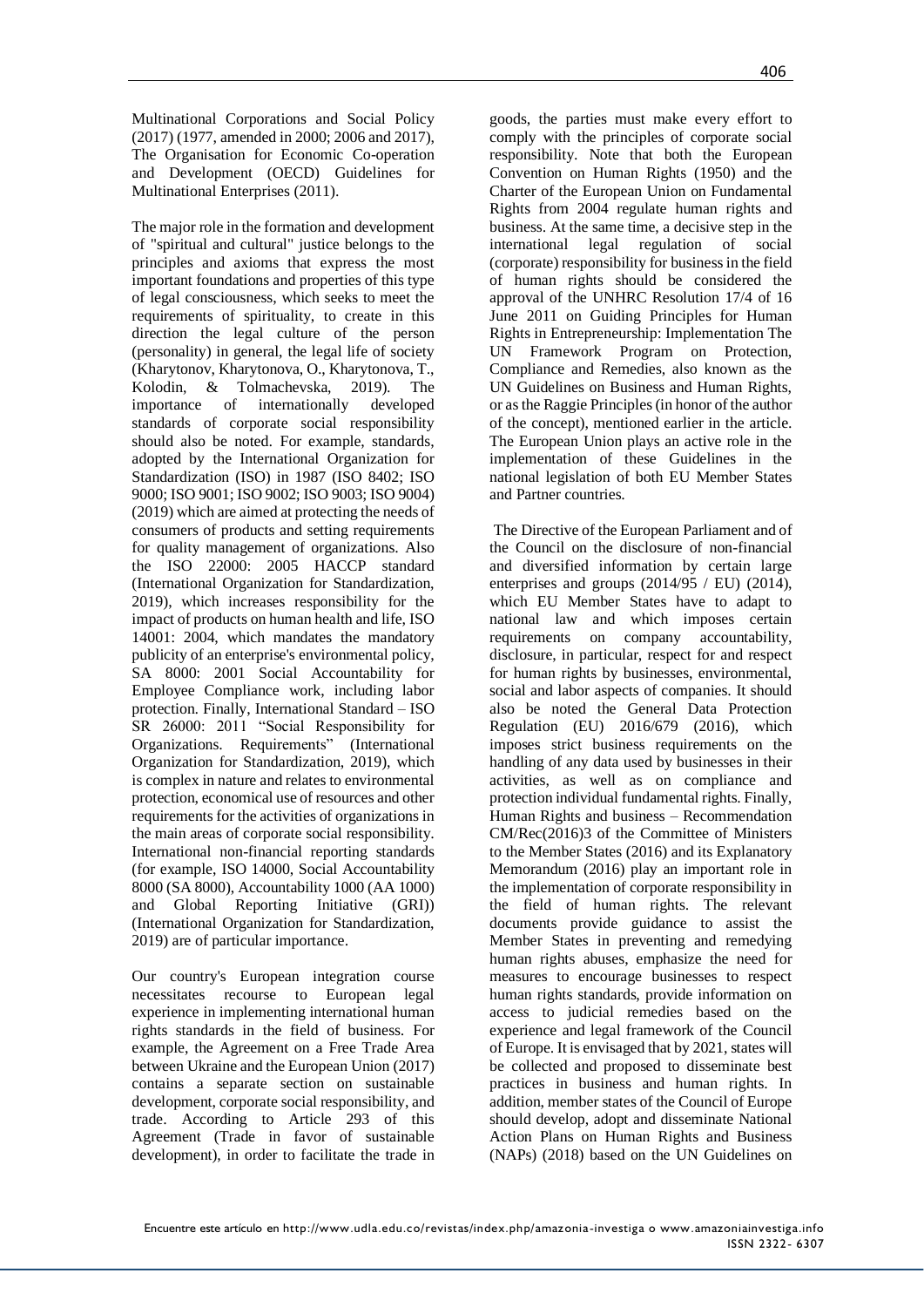Multinational Corporations and Social Policy (2017) (1977, amended in 2000; 2006 and 2017), The Organisation for Economic Co-operation and Development (OECD) Guidelines for Multinational Enterprises (2011).

The major role in the formation and development of "spiritual and cultural" justice belongs to the principles and axioms that express the most important foundations and properties of this type of legal consciousness, which seeks to meet the requirements of spirituality, to create in this direction the legal culture of the person (personality) in general, the legal life of society (Kharytonov, Kharytonova, O., Kharytonova, T., Kolodin, & Tolmachevska, 2019). The importance of internationally developed standards of corporate social responsibility should also be noted. For example, standards, adopted by the International Organization for Standardization (ISO) in 1987 (ISO 8402; ISO 9000; ISO 9001; ISO 9002; ISO 9003; ISO 9004) (2019) which are aimed at protecting the needs of consumers of products and setting requirements for quality management of organizations. Also the ISO 22000: 2005 HACCP standard (International Organization for Standardization, 2019), which increases responsibility for the impact of products on human health and life, ISO 14001: 2004, which mandates the mandatory publicity of an enterprise's environmental policy, SA 8000: 2001 Social Accountability for Employee Compliance work, including labor protection. Finally, International Standard – ISO SR 26000: 2011 "Social Responsibility for Organizations. Requirements" (International Organization for Standardization, 2019), which is complex in nature and relates to environmental protection, economical use of resources and other requirements for the activities of organizations in the main areas of corporate social responsibility. International non-financial reporting standards (for example, ISO 14000, Social Accountability 8000 (SA 8000), Accountability 1000 (AA 1000) and Global Reporting Initiative (GRI)) (International Organization for Standardization, 2019) are of particular importance.

Our country's European integration course necessitates recourse to European legal experience in implementing international human rights standards in the field of business. For example, the Agreement on a Free Trade Area between Ukraine and the European Union (2017) contains a separate section on sustainable development, corporate social responsibility, and trade. According to Article 293 of this Agreement (Trade in favor of sustainable development), in order to facilitate the trade in goods, the parties must make every effort to comply with the principles of corporate social responsibility. Note that both the European Convention on Human Rights (1950) and the Charter of the European Union on Fundamental Rights from 2004 regulate human rights and business. At the same time, a decisive step in the international legal regulation of social (corporate) responsibility for business in the field of human rights should be considered the approval of the UNHRC Resolution 17/4 of 16 June 2011 on Guiding Principles for Human Rights in Entrepreneurship: Implementation The UN Framework Program on Protection, Compliance and Remedies, also known as the UN Guidelines on Business and Human Rights, or as the Raggie Principles (in honor of the author of the concept), mentioned earlier in the article. The European Union plays an active role in the implementation of these Guidelines in the national legislation of both EU Member States and Partner countries.

The Directive of the European Parliament and of the Council on the disclosure of non-financial and diversified information by certain large enterprises and groups (2014/95 / EU) (2014), which EU Member States have to adapt to national law and which imposes certain requirements on company accountability, disclosure, in particular, respect for and respect for human rights by businesses, environmental, social and labor aspects of companies. It should also be noted the General Data Protection Regulation (EU) 2016/679 (2016), which imposes strict business requirements on the handling of any data used by businesses in their activities, as well as on compliance and protection individual fundamental rights. Finally, Human Rights and business – Recommendation CM/Rec(2016)3 of the Committee of Ministers to the Member States (2016) and its Explanatory Memorandum (2016) play an important role in the implementation of corporate responsibility in the field of human rights. The relevant documents provide guidance to assist the Member States in preventing and remedying human rights abuses, emphasize the need for measures to encourage businesses to respect human rights standards, provide information on access to judicial remedies based on the experience and legal framework of the Council of Europe. It is envisaged that by 2021, states will be collected and proposed to disseminate best practices in business and human rights. In addition, member states of the Council of Europe should develop, adopt and disseminate National Action Plans on Human Rights and Business (NAPs) (2018) based on the UN Guidelines on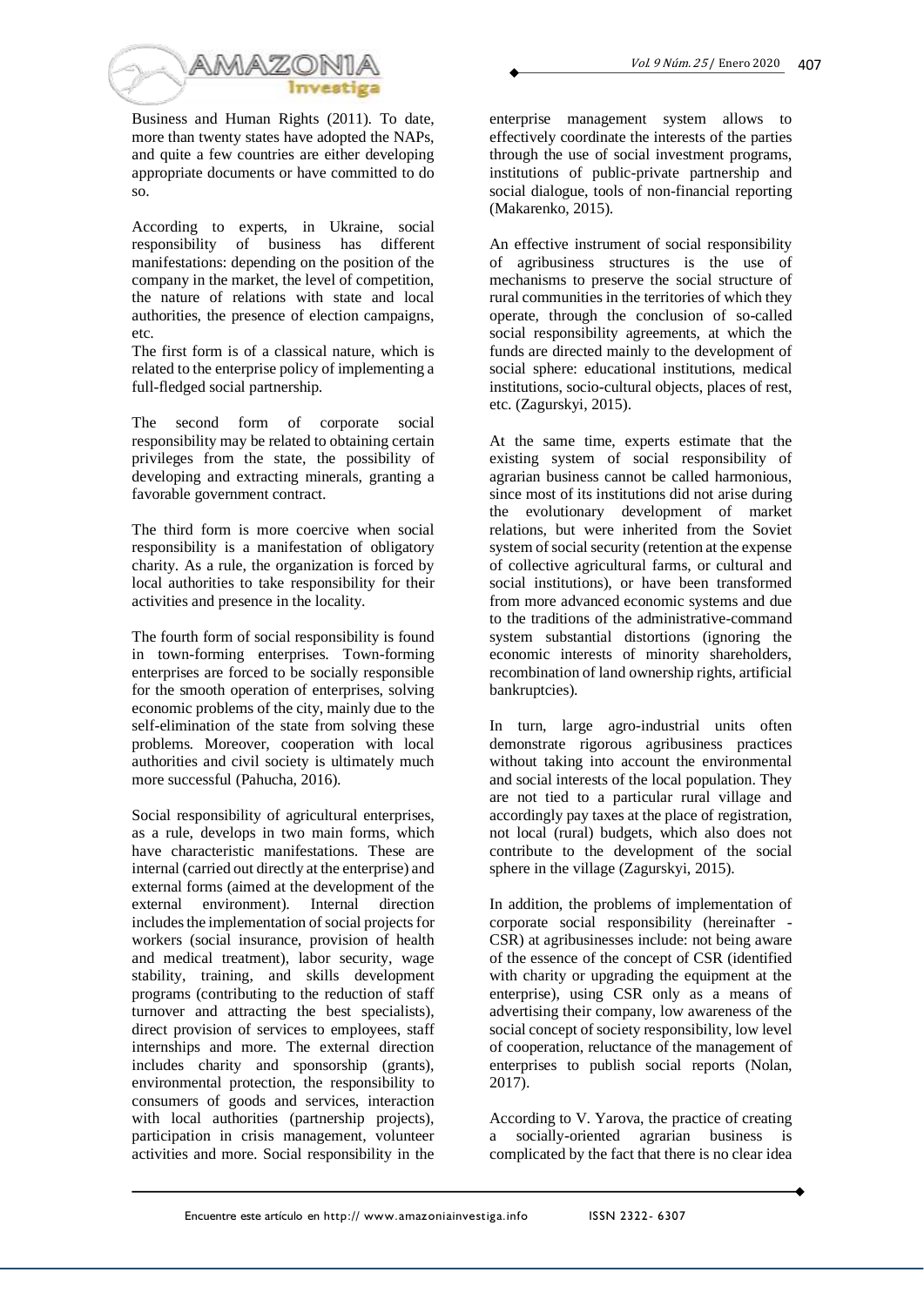Business and Human Rights (2011). To date, more than twenty states have adopted the NAPs, and quite a few countries are either developing appropriate documents or have committed to do so.

According to experts, in Ukraine, social responsibility of business has different manifestations: depending on the position of the company in the market, the level of competition, the nature of relations with state and local authorities, the presence of election campaigns, etc.

The first form is of a classical nature, which is related to the enterprise policy of implementing a full-fledged social partnership.

The second form of corporate social responsibility may be related to obtaining certain privileges from the state, the possibility of developing and extracting minerals, granting a favorable government contract.

The third form is more coercive when social responsibility is a manifestation of obligatory charity. As a rule, the organization is forced by local authorities to take responsibility for their activities and presence in the locality.

The fourth form of social responsibility is found in town-forming enterprises. Town-forming enterprises are forced to be socially responsible for the smooth operation of enterprises, solving economic problems of the city, mainly due to the self-elimination of the state from solving these problems. Moreover, cooperation with local authorities and civil society is ultimately much more successful (Pahucha, 2016).

Social responsibility of agricultural enterprises, as a rule, develops in two main forms, which have characteristic manifestations. These are internal (carried out directly at the enterprise) and external forms (aimed at the development of the external environment). Internal direction includes the implementation of social projects for workers (social insurance, provision of health and medical treatment), labor security, wage stability, training, and skills development programs (contributing to the reduction of staff turnover and attracting the best specialists), direct provision of services to employees, staff internships and more. The external direction includes charity and sponsorship (grants), environmental protection, the responsibility to consumers of goods and services, interaction with local authorities (partnership projects), participation in crisis management, volunteer activities and more. Social responsibility in the enterprise management system allows to effectively coordinate the interests of the parties through the use of social investment programs, institutions of public-private partnership and social dialogue, tools of non-financial reporting (Makarenko, 2015).

An effective instrument of social responsibility of agribusiness structures is the use of mechanisms to preserve the social structure of rural communities in the territories of which they operate, through the conclusion of so-called social responsibility agreements, at which the funds are directed mainly to the development of social sphere: educational institutions, medical institutions, socio-cultural objects, places of rest, etc. (Zagurskyi, 2015).

At the same time, experts estimate that the existing system of social responsibility of agrarian business cannot be called harmonious, since most of its institutions did not arise during the evolutionary development of market relations, but were inherited from the Soviet system of social security (retention at the expense of collective agricultural farms, or cultural and social institutions), or have been transformed from more advanced economic systems and due to the traditions of the administrative-command system substantial distortions (ignoring the economic interests of minority shareholders, recombination of land ownership rights, artificial bankruptcies).

In turn, large agro-industrial units often demonstrate rigorous agribusiness practices without taking into account the environmental and social interests of the local population. They are not tied to a particular rural village and accordingly pay taxes at the place of registration, not local (rural) budgets, which also does not contribute to the development of the social sphere in the village (Zagurskyi, 2015).

In addition, the problems of implementation of corporate social responsibility (hereinafter - CSR) at agribusinesses include: not being aware of the essence of the concept of CSR (identified with charity or upgrading the equipment at the enterprise), using CSR only as a means of advertising their company, low awareness of the social concept of society responsibility, low level of cooperation, reluctance of the management of enterprises to publish social reports (Nolan, 2017).

According to V. Yarova, the practice of creating a socially-oriented agrarian business is complicated by the fact that there is no clear idea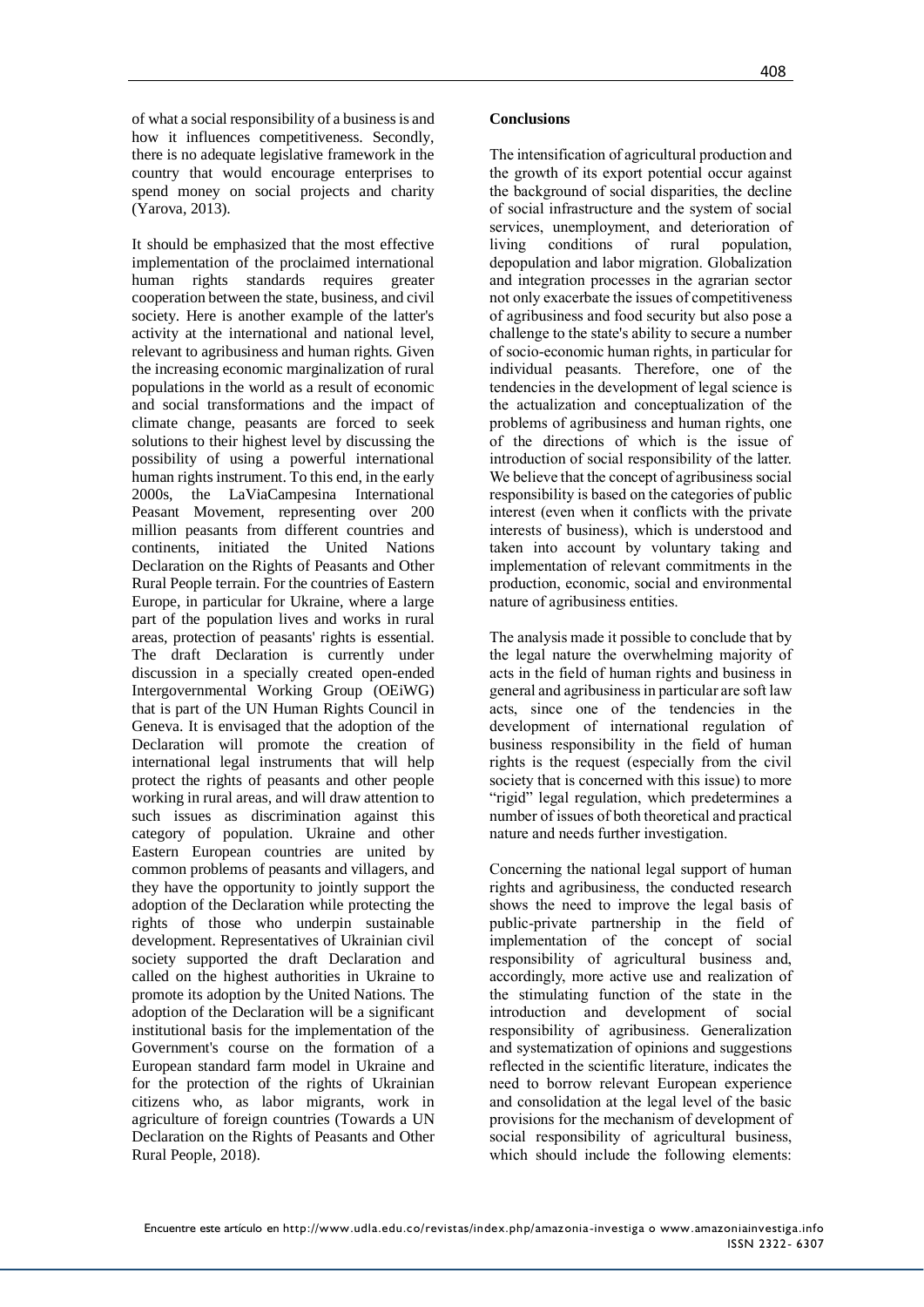of what a social responsibility of a business is and how it influences competitiveness. Secondly, there is no adequate legislative framework in the country that would encourage enterprises to spend money on social projects and charity (Yarova, 2013).

It should be emphasized that the most effective implementation of the proclaimed international human rights standards requires greater cooperation between the state, business, and civil society. Here is another example of the latter's activity at the international and national level, relevant to agribusiness and human rights. Given the increasing economic marginalization of rural populations in the world as a result of economic and social transformations and the impact of climate change, peasants are forced to seek solutions to their highest level by discussing the possibility of using a powerful international human rights instrument. To this end, in the early 2000s, the LaViaCampesina International Peasant Movement, representing over 200 million peasants from different countries and continents, initiated the United Nations Declaration on the Rights of Peasants and Other Rural People terrain. For the countries of Eastern Europe, in particular for Ukraine, where a large part of the population lives and works in rural areas, protection of peasants' rights is essential. The draft Declaration is currently under discussion in a specially created open-ended Intergovernmental Working Group (OEiWG) that is part of the UN Human Rights Council in Geneva. It is envisaged that the adoption of the Declaration will promote the creation of international legal instruments that will help protect the rights of peasants and other people working in rural areas, and will draw attention to such issues as discrimination against this category of population. Ukraine and other Eastern European countries are united by common problems of peasants and villagers, and they have the opportunity to jointly support the adoption of the Declaration while protecting the rights of those who underpin sustainable development. Representatives of Ukrainian civil society supported the draft Declaration and called on the highest authorities in Ukraine to promote its adoption by the United Nations. The adoption of the Declaration will be a significant institutional basis for the implementation of the Government's course on the formation of a European standard farm model in Ukraine and for the protection of the rights of Ukrainian citizens who, as labor migrants, work in agriculture of foreign countries (Towards a UN Declaration on the Rights of Peasants and Other Rural People, 2018).

## Conclusions

The intensification of agricultural production and the growth of its export potential occur against the background of social disparities, the decline of social infrastructure and the system of social services, unemployment, and deterioration of living conditions of rural population, depopulation and labor migration. Globalization and integration processes in the agrarian sector not only exacerbate the issues of competitiveness of agribusiness and food security but also pose a challenge to the state's ability to secure a number of socio-economic human rights, in particular for individual peasants. Therefore, one of the tendencies in the development of legal science is the actualization and conceptualization of the problems of agribusiness and human rights, one of the directions of which is the issue of introduction of social responsibility of the latter. We believe that the concept of agribusiness social responsibility is based on the categories of public interest (even when it conflicts with the private interests of business), which is understood and taken into account by voluntary taking and implementation of relevant commitments in the production, economic, social and environmental nature of agribusiness entities.

The analysis made it possible to conclude that by the legal nature the overwhelming majority of acts in the field of human rights and business in general and agribusiness in particular are soft law acts, since one of the tendencies in the development of international regulation of business responsibility in the field of human rights is the request (especially from the civil society that is concerned with this issue) to more "rigid" legal regulation, which predetermines a number of issues of both theoretical and practical nature and needs further investigation.

Concerning the national legal support of human rights and agribusiness, the conducted research shows the need to improve the legal basis of public-private partnership in the field of implementation of the concept of social responsibility of agricultural business and, accordingly, more active use and realization of the stimulating function of the state in the introduction and development of social responsibility of agribusiness. Generalization and systematization of opinions and suggestions reflected in the scientific literature, indicates the need to borrow relevant European experience and consolidation at the legal level of the basic provisions for the mechanism of development of social responsibility of agricultural business, which should include the following elements: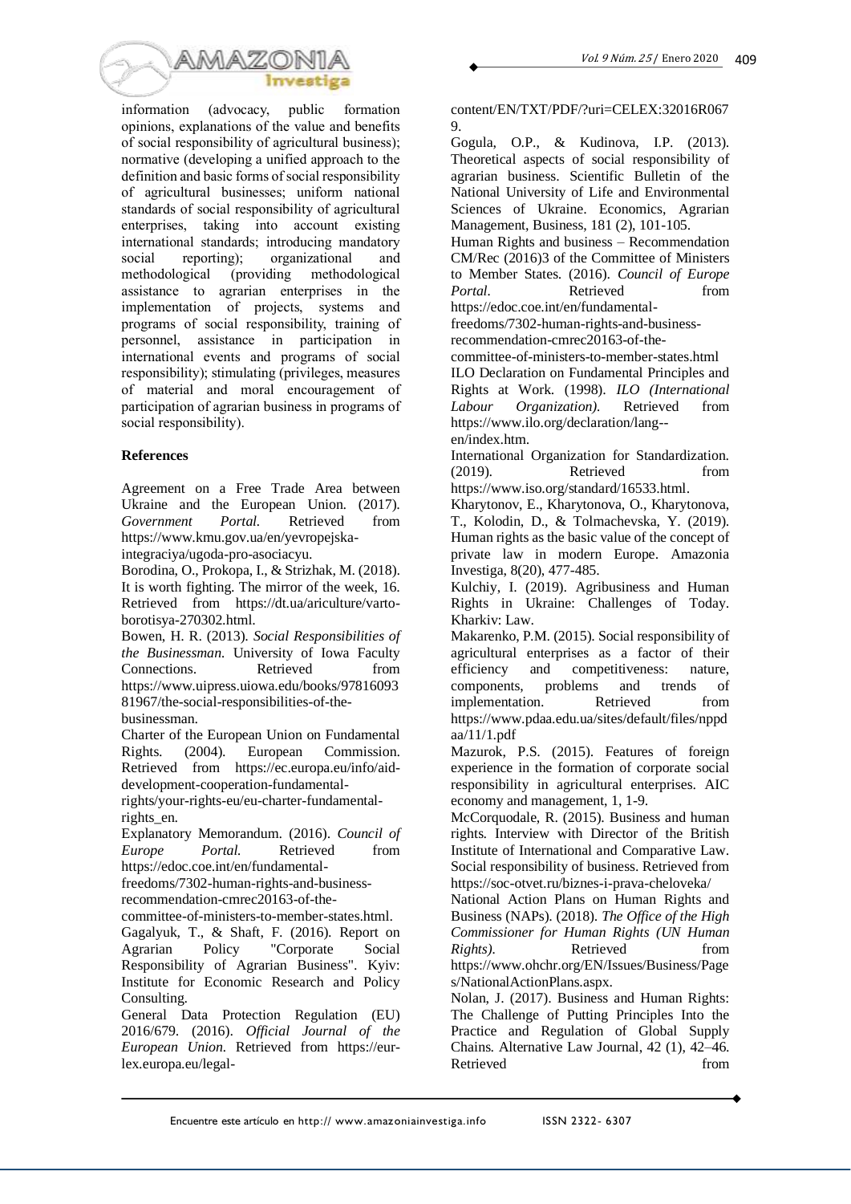information (advocacy, public formation opinions, explanations of the value and benefits of social responsibility of agricultural business); normative (developing a unified approach to the definition and basic forms of social responsibility of agricultural businesses; uniform national standards of social responsibility of agricultural enterprises, taking into account existing international standards; introducing mandatory social reporting); organizational and methodological (providing methodological assistance to agrarian enterprises in the implementation of projects, systems and programs of social responsibility, training of personnel, assistance in participation in international events and programs of social responsibility); stimulating (privileges, measures of material and moral encouragement of participation of agrarian business in programs of social responsibility).

## References

Agreement on a Free Trade Area between Ukraine and the European Union. (2017). *Government Portal.* Retrieved from https://www.kmu.gov.ua/en/yevropejska-integraciya/ugoda-pro-asociacyu.

Borodina, O., Prokopa, I., & Strizhak, M. (2018). It is worth fighting. The mirror of the week, 16. Retrieved from https://dt.ua/ariculture/varto-borotisya-270302.html.

Bowen, H. R. (2013). *Social Responsibilities of the Businessman.* University of Iowa Faculty Connections. Retrieved from https://www.uipress.uiowa.edu/books/9781609381967/the-social-responsibilities-of-the-businessman.

Charter of the European Union on Fundamental Rights. (2004). European Commission. Retrieved from https://ec.europa.eu/info/aid-development-cooperation-fundamental-rights/your-rights-eu/eu-charter-fundamental-rights_en.

Explanatory Memorandum. (2016). *Council of Europe Portal.* Retrieved from https://edoc.coe.int/en/fundamental-freedoms/7302-human-rights-and-business-recommendation-cmrec20163-of-the-committee-of-ministers-to-member-states.html.

Gagalyuk, T., & Shaft, F. (2016). Report on Agrarian Policy "Corporate Social Responsibility of Agrarian Business". Kyiv: Institute for Economic Research and Policy Consulting.

General Data Protection Regulation (EU) 2016/679. (2016). *Official Journal of the European Union.* Retrieved from https://eur-lex.europa.eu/legal-content/EN/TXT/PDF/?uri=CELEX:32016R0679.

Gogula, O.P., & Kudinova, I.P. (2013). Theoretical aspects of social responsibility of agrarian business. Scientific Bulletin of the National University of Life and Environmental Sciences of Ukraine. Economics, Agrarian Management, Business, 181 (2), 101-105.

Human Rights and business – Recommendation CM/Rec (2016)3 of the Committee of Ministers to Member States. (2016). *Council of Europe Portal.* Retrieved from https://edoc.coe.int/en/fundamental-freedoms/7302-human-rights-and-business-recommendation-cmrec20163-of-the-committee-of-ministers-to-member-states.html

ILO Declaration on Fundamental Principles and Rights at Work. (1998). *ILO (International Labour Organization).* Retrieved from https://www.ilo.org/declaration/lang--en/index.htm.

International Organization for Standardization. (2019). Retrieved from https://www.iso.org/standard/16533.html.

Kharytonov, E., Kharytonova, O., Kharytonova, T., Kolodin, D., & Tolmachevska, Y. (2019). Human rights as the basic value of the concept of private law in modern Europe. Amazonia Investiga, 8(20), 477-485.

Kulchiy, I. (2019). Agribusiness and Human Rights in Ukraine: Challenges of Today. Kharkiv: Law.

Makarenko, P.M. (2015). Social responsibility of agricultural enterprises as a factor of their efficiency and competitiveness: nature, components, problems and trends of implementation. Retrieved from https://www.pdaa.edu.ua/sites/default/files/nppdaa/11/1.pdf

Mazurok, P.S. (2015). Features of foreign experience in the formation of corporate social responsibility in agricultural enterprises. AIC economy and management, 1, 1-9.

McCorquodale, R. (2015). Business and human rights. Interview with Director of the British Institute of International and Comparative Law. Social responsibility of business. Retrieved from https://soc-otvet.ru/biznes-i-prava-cheloveka/

National Action Plans on Human Rights and Business (NAPs). (2018). *The Office of the High Commissioner for Human Rights (UN Human Rights).* Retrieved from https://www.ohchr.org/EN/Issues/Business/Pages/NationalActionPlans.aspx.

Nolan, J. (2017). Business and Human Rights: The Challenge of Putting Principles Into the Practice and Regulation of Global Supply Chains. Alternative Law Journal, 42 (1), 42–46. Retrieved from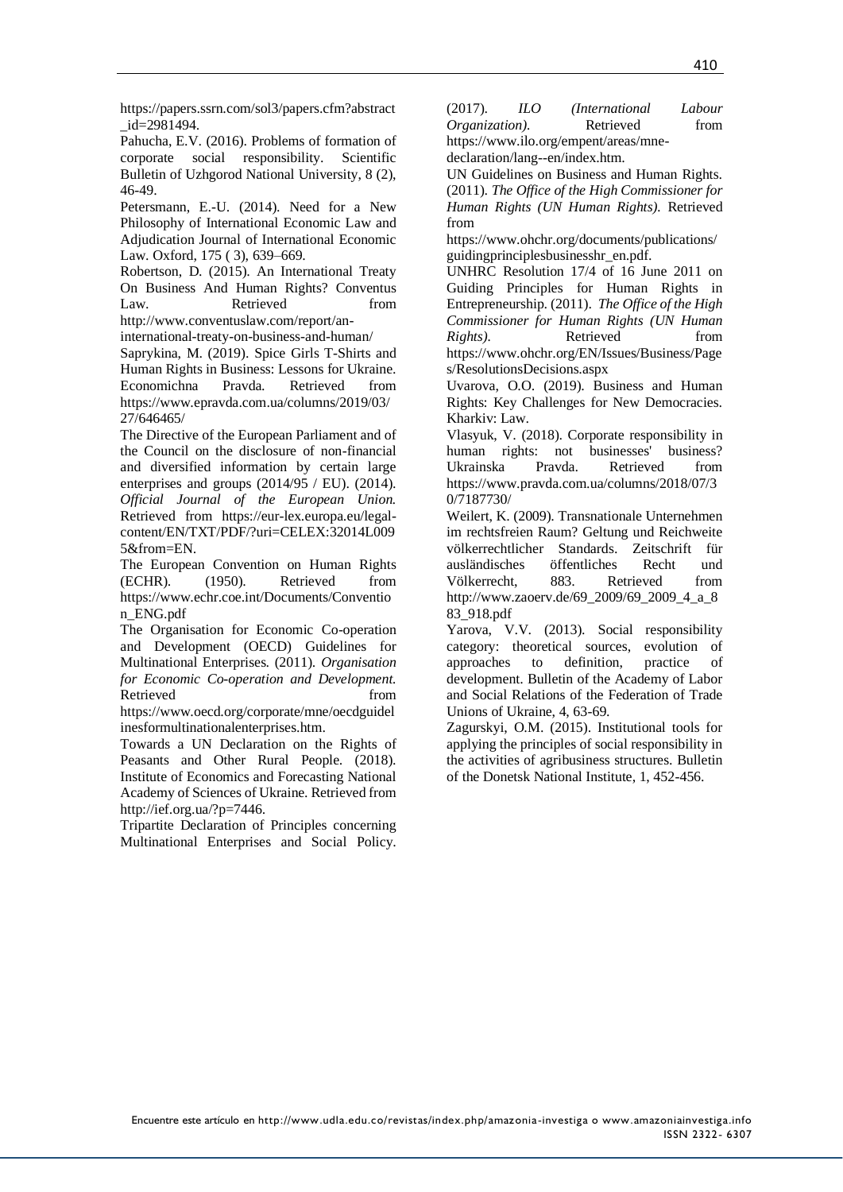https://papers.ssrn.com/sol3/papers.cfm?abstract_id=2981494.

Pahucha, E.V. (2016). Problems of formation of corporate social responsibility. Scientific Bulletin of Uzhgorod National University, 8 (2), 46-49.

Petersmann, E.-U. (2014). Need for a New Philosophy of International Economic Law and Adjudication Journal of International Economic Law. Oxford, 175 ( 3), 639–669.

Robertson, D. (2015). An International Treaty On Business And Human Rights? Conventus Law. Retrieved from http://www.conventuslaw.com/report/an-international-treaty-on-business-and-human/

Saprykina, M. (2019). Spice Girls T-Shirts and Human Rights in Business: Lessons for Ukraine. Economichna Pravda. Retrieved from https://www.epravda.com.ua/columns/2019/03/27/646465/

The Directive of the European Parliament and of the Council on the disclosure of non-financial and diversified information by certain large enterprises and groups (2014/95 / EU). (2014). *Official Journal of the European Union.* Retrieved from https://eur-lex.europa.eu/legal-content/EN/TXT/PDF/?uri=CELEX:32014L0095&from=EN.

The European Convention on Human Rights (ECHR). (1950). Retrieved from https://www.echr.coe.int/Documents/Convention_ENG.pdf

The Organisation for Economic Co-operation and Development (OECD) Guidelines for Multinational Enterprises. (2011). *Organisation for Economic Co-operation and Development.* Retrieved from https://www.oecd.org/corporate/mne/oecdguidelinesformultinationalenterprises.htm.

Towards a UN Declaration on the Rights of Peasants and Other Rural People. (2018). Institute of Economics and Forecasting National Academy of Sciences of Ukraine. Retrieved from http://ief.org.ua/?p=7446.

Tripartite Declaration of Principles concerning Multinational Enterprises and Social Policy. (2017). *ILO (International Labour Organization).* Retrieved from https://www.ilo.org/empent/areas/mne-declaration/lang--en/index.htm.

UN Guidelines on Business and Human Rights. (2011). *The Office of the High Commissioner for Human Rights (UN Human Rights).* Retrieved from https://www.ohchr.org/documents/publications/guidingprinciplesbusinesshr_en.pdf.

UNHRC Resolution 17/4 of 16 June 2011 on Guiding Principles for Human Rights in Entrepreneurship. (2011). *The Office of the High Commissioner for Human Rights (UN Human Rights).* Retrieved from https://www.ohchr.org/EN/Issues/Business/Pages/ResolutionsDecisions.aspx

Uvarova, O.O. (2019). Business and Human Rights: Key Challenges for New Democracies. Kharkiv: Law.

Vlasyuk, V. (2018). Corporate responsibility in human rights: not businesses' business? Ukrainska Pravda. Retrieved from https://www.pravda.com.ua/columns/2018/07/30/7187730/

Weilert, K. (2009). Transnationale Unternehmen im rechtsfreien Raum? Geltung und Reichweite völkerrechtlicher Standards. Zeitschrift für ausländisches öffentliches Recht und Völkerrecht, 883. Retrieved from http://www.zaoerv.de/69_2009/69_2009_4_a_883_918.pdf

Yarova, V.V. (2013). Social responsibility category: theoretical sources, evolution of approaches to definition, practice of development. Bulletin of the Academy of Labor and Social Relations of the Federation of Trade Unions of Ukraine, 4, 63-69.

Zagurskyi, O.M. (2015). Institutional tools for applying the principles of social responsibility in the activities of agribusiness structures. Bulletin of the Donetsk National Institute, 1, 452-456.